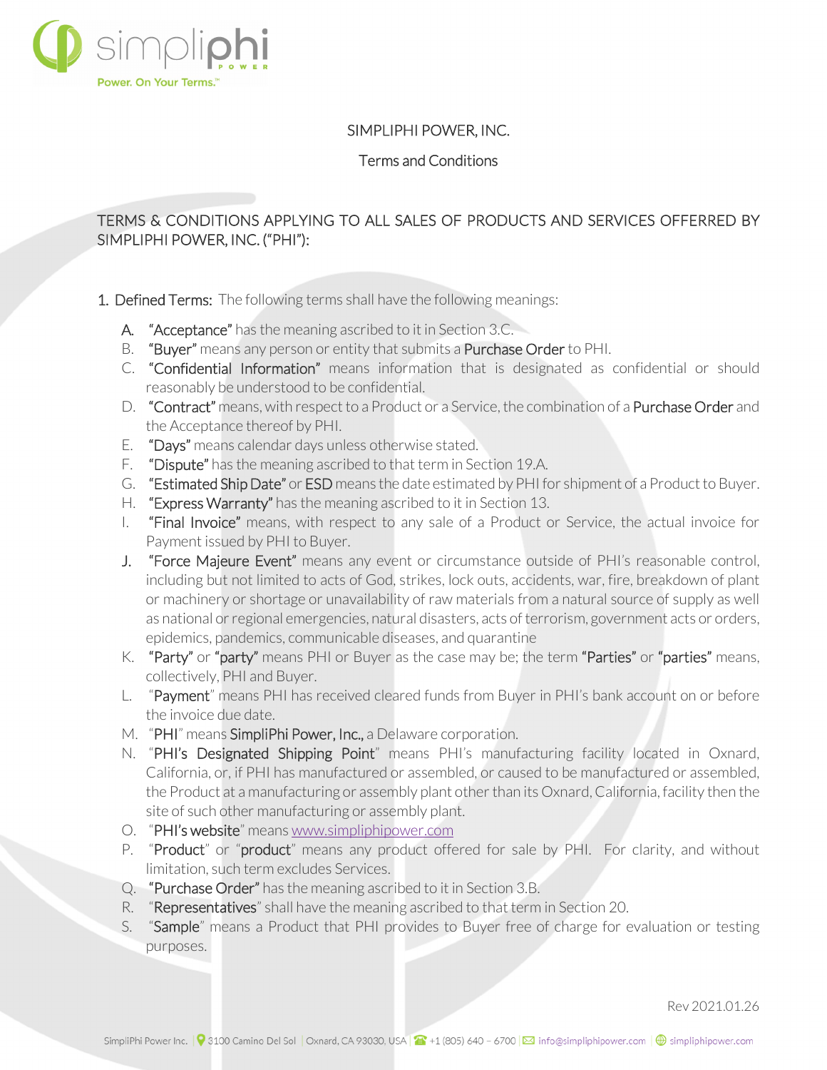# SIMPLIPHI POWER, INC.

## Terms and Conditions

TERMS & CONDITIONS APPLYING TO ALL SALES OF PRODUCTS AND SERVICES OFFERRED BY SIMPLIPHI POWER, INC. ("PHI"):

1. Defined Terms: The following terms shall have the following meanings:

   A. "Acceptance" has the meaning ascribed to it in Section 3.C.
   B. "Buyer" means any person or entity that submits a Purchase Order to PHI.
   C. "Confidential Information" means information that is designated as confidential or should reasonably be understood to be confidential.
   D. "Contract" means, with respect to a Product or a Service, the combination of a Purchase Order and the Acceptance thereof by PHI.
   E. "Days" means calendar days unless otherwise stated.
   F. "Dispute" has the meaning ascribed to that term in Section 19.A.
   G. "Estimated Ship Date" or ESD means the date estimated by PHI for shipment of a Product to Buyer.
   H. "Express Warranty" has the meaning ascribed to it in Section 13.
   I. "Final Invoice" means, with respect to any sale of a Product or Service, the actual invoice for Payment issued by PHI to Buyer.
   J. "Force Majeure Event" means any event or circumstance outside of PHI's reasonable control, including but not limited to acts of God, strikes, lock outs, accidents, war, fire, breakdown of plant or machinery or shortage or unavailability of raw materials from a natural source of supply as well as national or regional emergencies, natural disasters, acts of terrorism, government acts or orders, epidemics, pandemics, communicable diseases, and quarantine
   K. "Party" or "party" means PHI or Buyer as the case may be; the term "Parties" or "parties" means, collectively, PHI and Buyer.
   L. "Payment" means PHI has received cleared funds from Buyer in PHI's bank account on or before the invoice due date.
   M. "PHI" means SimpliPhi Power, Inc., a Delaware corporation.
   N. "PHI's Designated Shipping Point" means PHI's manufacturing facility located in Oxnard, California, or, if PHI has manufactured or assembled, or caused to be manufactured or assembled, the Product at a manufacturing or assembly plant other than its Oxnard, California, facility then the site of such other manufacturing or assembly plant.
   O. "PHI's website" means www.simpliphipower.com
   P. "Product" or "product" means any product offered for sale by PHI. For clarity, and without limitation, such term excludes Services.
   Q. "Purchase Order" has the meaning ascribed to it in Section 3.B.
   R. "Representatives" shall have the meaning ascribed to that term in Section 20.
   S. "Sample" means a Product that PHI provides to Buyer free of charge for evaluation or testing purposes.

Rev 2021.01.26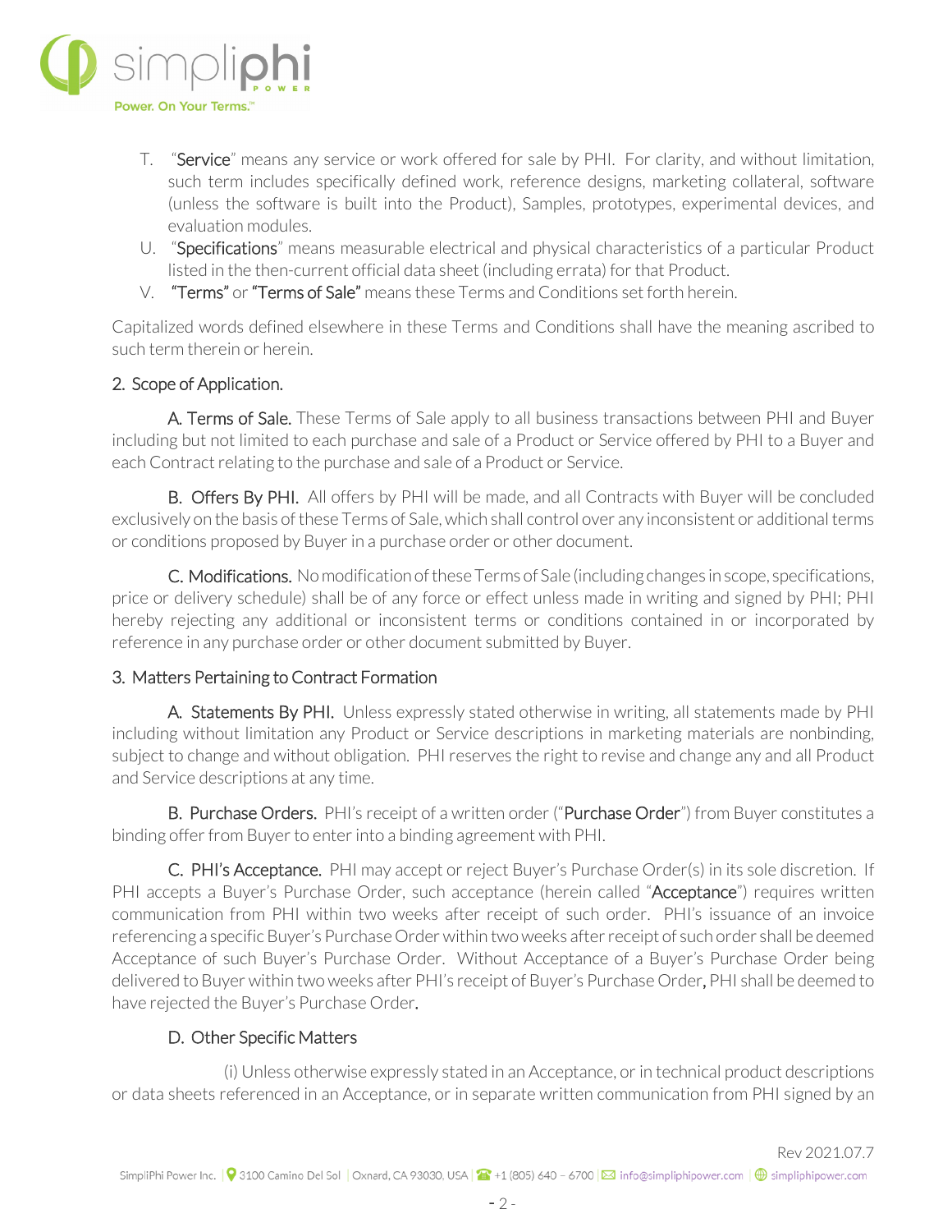T. "**Service**" means any service or work offered for sale by PHI. For clarity, and without limitation, such term includes specifically defined work, reference designs, marketing collateral, software (unless the software is built into the Product), Samples, prototypes, experimental devices, and evaluation modules.

U. "**Specifications**" means measurable electrical and physical characteristics of a particular Product listed in the then-current official data sheet (including errata) for that Product.

V. "**Terms**" or "**Terms of Sale**" means these Terms and Conditions set forth herein.

Capitalized words defined elsewhere in these Terms and Conditions shall have the meaning ascribed to such term therein or herein.

## 2. Scope of Application.

**A. Terms of Sale.** These Terms of Sale apply to all business transactions between PHI and Buyer including but not limited to each purchase and sale of a Product or Service offered by PHI to a Buyer and each Contract relating to the purchase and sale of a Product or Service.

**B. Offers By PHI.** All offers by PHI will be made, and all Contracts with Buyer will be concluded exclusively on the basis of these Terms of Sale, which shall control over any inconsistent or additional terms or conditions proposed by Buyer in a purchase order or other document.

**C. Modifications.** No modification of these Terms of Sale (including changes in scope, specifications, price or delivery schedule) shall be of any force or effect unless made in writing and signed by PHI; PHI hereby rejecting any additional or inconsistent terms or conditions contained in or incorporated by reference in any purchase order or other document submitted by Buyer.

## 3. Matters Pertaining to Contract Formation

**A. Statements By PHI.** Unless expressly stated otherwise in writing, all statements made by PHI including without limitation any Product or Service descriptions in marketing materials are nonbinding, subject to change and without obligation. PHI reserves the right to revise and change any and all Product and Service descriptions at any time.

**B. Purchase Orders.** PHI's receipt of a written order ("**Purchase Order**") from Buyer constitutes a binding offer from Buyer to enter into a binding agreement with PHI.

**C. PHI's Acceptance.** PHI may accept or reject Buyer's Purchase Order(s) in its sole discretion. If PHI accepts a Buyer's Purchase Order, such acceptance (herein called "**Acceptance**") requires written communication from PHI within two weeks after receipt of such order. PHI's issuance of an invoice referencing a specific Buyer's Purchase Order within two weeks after receipt of such order shall be deemed Acceptance of such Buyer's Purchase Order. Without Acceptance of a Buyer's Purchase Order being delivered to Buyer within two weeks after PHI's receipt of Buyer's Purchase Order, PHI shall be deemed to have rejected the Buyer's Purchase Order.

**D. Other Specific Matters**

(i) Unless otherwise expressly stated in an Acceptance, or in technical product descriptions or data sheets referenced in an Acceptance, or in separate written communication from PHI signed by an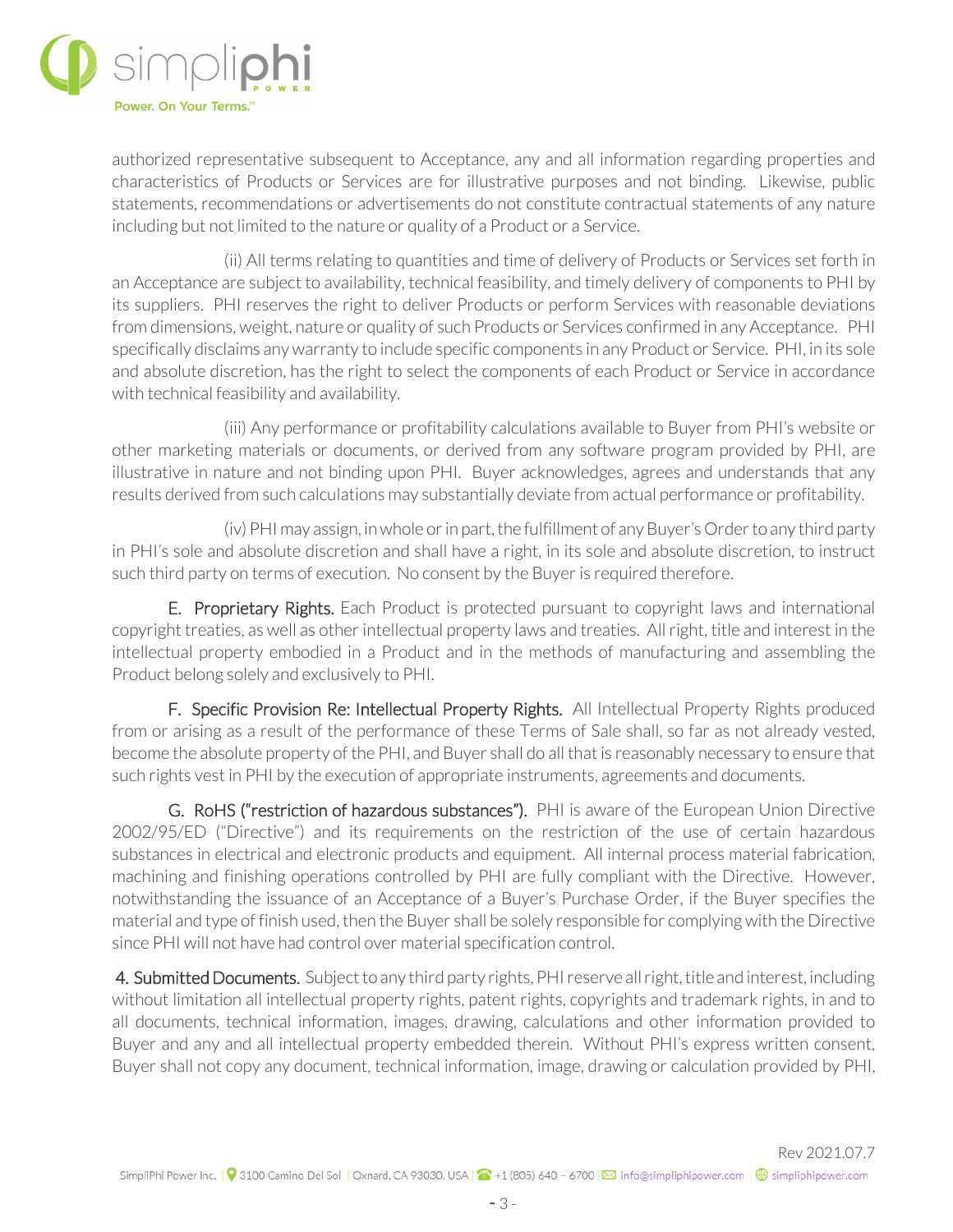authorized representative subsequent to Acceptance, any and all information regarding properties and characteristics of Products or Services are for illustrative purposes and not binding. Likewise, public statements, recommendations or advertisements do not constitute contractual statements of any nature including but not limited to the nature or quality of a Product or a Service.

(ii) All terms relating to quantities and time of delivery of Products or Services set forth in an Acceptance are subject to availability, technical feasibility, and timely delivery of components to PHI by its suppliers. PHI reserves the right to deliver Products or perform Services with reasonable deviations from dimensions, weight, nature or quality of such Products or Services confirmed in any Acceptance. PHI specifically disclaims any warranty to include specific components in any Product or Service. PHI, in its sole and absolute discretion, has the right to select the components of each Product or Service in accordance with technical feasibility and availability.

(iii) Any performance or profitability calculations available to Buyer from PHI's website or other marketing materials or documents, or derived from any software program provided by PHI, are illustrative in nature and not binding upon PHI. Buyer acknowledges, agrees and understands that any results derived from such calculations may substantially deviate from actual performance or profitability.

(iv) PHI may assign, in whole or in part, the fulfillment of any Buyer's Order to any third party in PHI's sole and absolute discretion and shall have a right, in its sole and absolute discretion, to instruct such third party on terms of execution. No consent by the Buyer is required therefore.

E. Proprietary Rights. Each Product is protected pursuant to copyright laws and international copyright treaties, as well as other intellectual property laws and treaties. All right, title and interest in the intellectual property embodied in a Product and in the methods of manufacturing and assembling the Product belong solely and exclusively to PHI.

F. Specific Provision Re: Intellectual Property Rights. All Intellectual Property Rights produced from or arising as a result of the performance of these Terms of Sale shall, so far as not already vested, become the absolute property of the PHI, and Buyer shall do all that is reasonably necessary to ensure that such rights vest in PHI by the execution of appropriate instruments, agreements and documents.

G. RoHS ("restriction of hazardous substances"). PHI is aware of the European Union Directive 2002/95/ED ("Directive") and its requirements on the restriction of the use of certain hazardous substances in electrical and electronic products and equipment. All internal process material fabrication, machining and finishing operations controlled by PHI are fully compliant with the Directive. However, notwithstanding the issuance of an Acceptance of a Buyer's Purchase Order, if the Buyer specifies the material and type of finish used, then the Buyer shall be solely responsible for complying with the Directive since PHI will not have had control over material specification control.

**4. Submitted Documents.** Subject to any third party rights, PHI reserve all right, title and interest, including without limitation all intellectual property rights, patent rights, copyrights and trademark rights, in and to all documents, technical information, images, drawing, calculations and other information provided to Buyer and any and all intellectual property embedded therein. Without PHI's express written consent, Buyer shall not copy any document, technical information, image, drawing or calculation provided by PHI,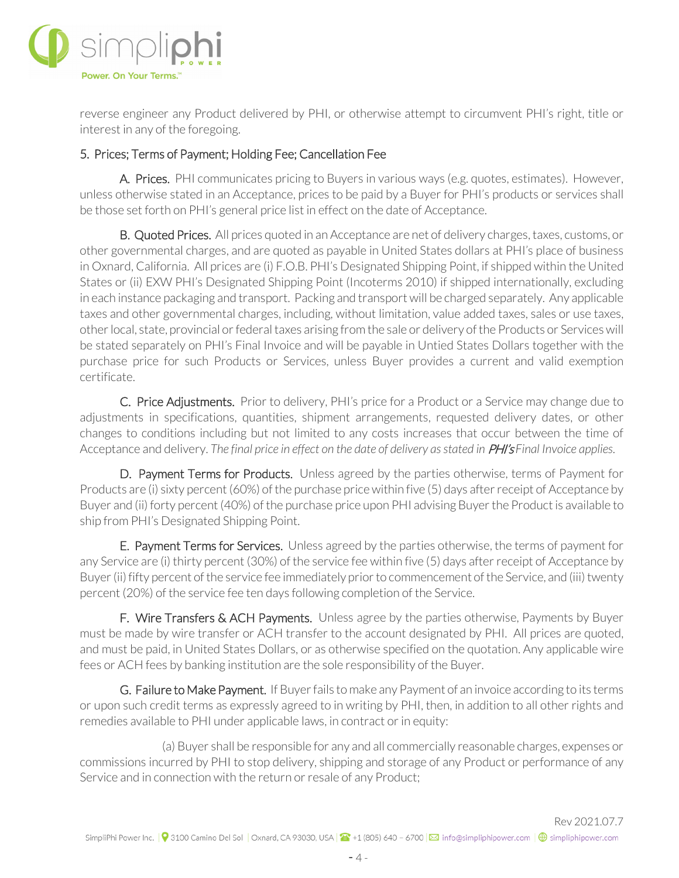reverse engineer any Product delivered by PHI, or otherwise attempt to circumvent PHI's right, title or interest in any of the foregoing.

## 5. Prices; Terms of Payment; Holding Fee; Cancellation Fee

A. Prices. PHI communicates pricing to Buyers in various ways (e.g. quotes, estimates). However, unless otherwise stated in an Acceptance, prices to be paid by a Buyer for PHI's products or services shall be those set forth on PHI's general price list in effect on the date of Acceptance.

B. Quoted Prices. All prices quoted in an Acceptance are net of delivery charges, taxes, customs, or other governmental charges, and are quoted as payable in United States dollars at PHI's place of business in Oxnard, California. All prices are (i) F.O.B. PHI's Designated Shipping Point, if shipped within the United States or (ii) EXW PHI's Designated Shipping Point (Incoterms 2010) if shipped internationally, excluding in each instance packaging and transport. Packing and transport will be charged separately. Any applicable taxes and other governmental charges, including, without limitation, value added taxes, sales or use taxes, other local, state, provincial or federal taxes arising from the sale or delivery of the Products or Services will be stated separately on PHI's Final Invoice and will be payable in Untied States Dollars together with the purchase price for such Products or Services, unless Buyer provides a current and valid exemption certificate.

C. Price Adjustments. Prior to delivery, PHI's price for a Product or a Service may change due to adjustments in specifications, quantities, shipment arrangements, requested delivery dates, or other changes to conditions including but not limited to any costs increases that occur between the time of Acceptance and delivery. *The final price in effect on the date of delivery as stated in PHI's Final Invoice applies.*

D. Payment Terms for Products. Unless agreed by the parties otherwise, terms of Payment for Products are (i) sixty percent (60%) of the purchase price within five (5) days after receipt of Acceptance by Buyer and (ii) forty percent (40%) of the purchase price upon PHI advising Buyer the Product is available to ship from PHI's Designated Shipping Point.

E. Payment Terms for Services. Unless agreed by the parties otherwise, the terms of payment for any Service are (i) thirty percent (30%) of the service fee within five (5) days after receipt of Acceptance by Buyer (ii) fifty percent of the service fee immediately prior to commencement of the Service, and (iii) twenty percent (20%) of the service fee ten days following completion of the Service.

F. Wire Transfers & ACH Payments. Unless agree by the parties otherwise, Payments by Buyer must be made by wire transfer or ACH transfer to the account designated by PHI. All prices are quoted, and must be paid, in United States Dollars, or as otherwise specified on the quotation. Any applicable wire fees or ACH fees by banking institution are the sole responsibility of the Buyer.

G. Failure to Make Payment. If Buyer fails to make any Payment of an invoice according to its terms or upon such credit terms as expressly agreed to in writing by PHI, then, in addition to all other rights and remedies available to PHI under applicable laws, in contract or in equity:

(a) Buyer shall be responsible for any and all commercially reasonable charges, expenses or commissions incurred by PHI to stop delivery, shipping and storage of any Product or performance of any Service and in connection with the return or resale of any Product;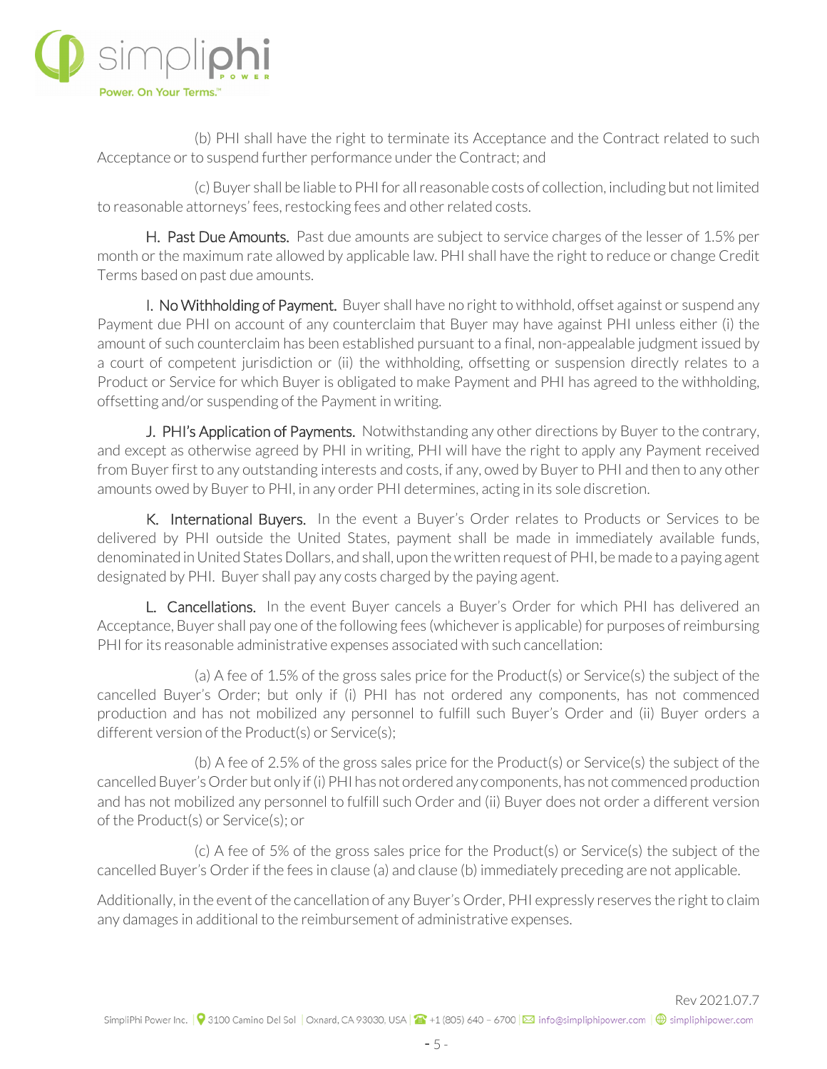(b) PHI shall have the right to terminate its Acceptance and the Contract related to such Acceptance or to suspend further performance under the Contract; and

(c) Buyer shall be liable to PHI for all reasonable costs of collection, including but not limited to reasonable attorneys' fees, restocking fees and other related costs.

H. Past Due Amounts. Past due amounts are subject to service charges of the lesser of 1.5% per month or the maximum rate allowed by applicable law. PHI shall have the right to reduce or change Credit Terms based on past due amounts.

I. No Withholding of Payment. Buyer shall have no right to withhold, offset against or suspend any Payment due PHI on account of any counterclaim that Buyer may have against PHI unless either (i) the amount of such counterclaim has been established pursuant to a final, non-appealable judgment issued by a court of competent jurisdiction or (ii) the withholding, offsetting or suspension directly relates to a Product or Service for which Buyer is obligated to make Payment and PHI has agreed to the withholding, offsetting and/or suspending of the Payment in writing.

J. PHI's Application of Payments. Notwithstanding any other directions by Buyer to the contrary, and except as otherwise agreed by PHI in writing, PHI will have the right to apply any Payment received from Buyer first to any outstanding interests and costs, if any, owed by Buyer to PHI and then to any other amounts owed by Buyer to PHI, in any order PHI determines, acting in its sole discretion.

K. International Buyers. In the event a Buyer's Order relates to Products or Services to be delivered by PHI outside the United States, payment shall be made in immediately available funds, denominated in United States Dollars, and shall, upon the written request of PHI, be made to a paying agent designated by PHI. Buyer shall pay any costs charged by the paying agent.

L. Cancellations. In the event Buyer cancels a Buyer's Order for which PHI has delivered an Acceptance, Buyer shall pay one of the following fees (whichever is applicable) for purposes of reimbursing PHI for its reasonable administrative expenses associated with such cancellation:

(a) A fee of 1.5% of the gross sales price for the Product(s) or Service(s) the subject of the cancelled Buyer's Order; but only if (i) PHI has not ordered any components, has not commenced production and has not mobilized any personnel to fulfill such Buyer's Order and (ii) Buyer orders a different version of the Product(s) or Service(s);

(b) A fee of 2.5% of the gross sales price for the Product(s) or Service(s) the subject of the cancelled Buyer's Order but only if (i) PHI has not ordered any components, has not commenced production and has not mobilized any personnel to fulfill such Order and (ii) Buyer does not order a different version of the Product(s) or Service(s); or

(c) A fee of 5% of the gross sales price for the Product(s) or Service(s) the subject of the cancelled Buyer's Order if the fees in clause (a) and clause (b) immediately preceding are not applicable.

Additionally, in the event of the cancellation of any Buyer's Order, PHI expressly reserves the right to claim any damages in additional to the reimbursement of administrative expenses.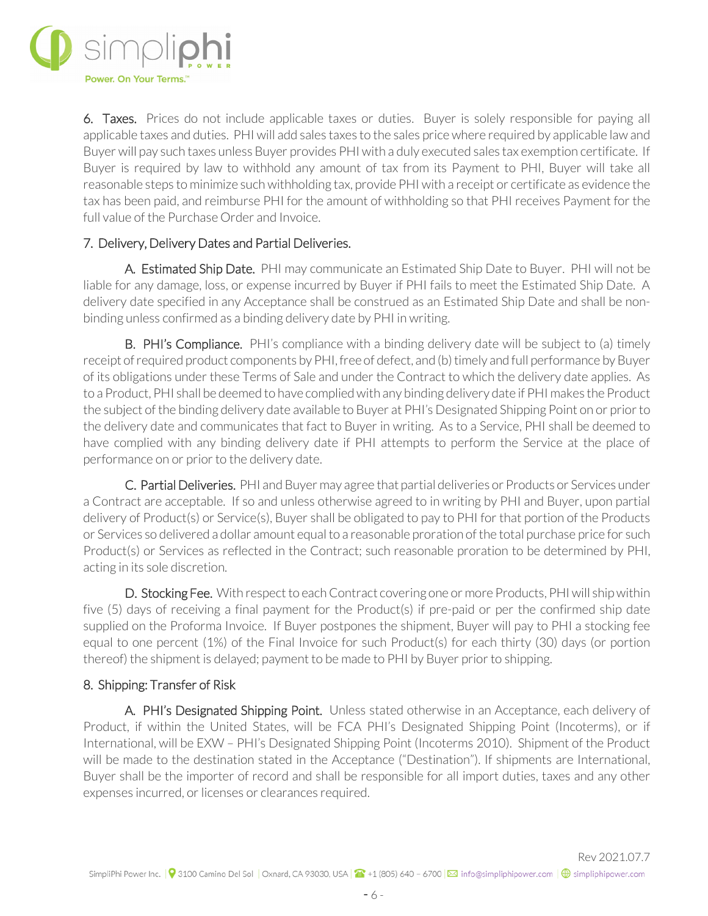**6. Taxes.** Prices do not include applicable taxes or duties. Buyer is solely responsible for paying all applicable taxes and duties. PHI will add sales taxes to the sales price where required by applicable law and Buyer will pay such taxes unless Buyer provides PHI with a duly executed sales tax exemption certificate. If Buyer is required by law to withhold any amount of tax from its Payment to PHI, Buyer will take all reasonable steps to minimize such withholding tax, provide PHI with a receipt or certificate as evidence the tax has been paid, and reimburse PHI for the amount of withholding so that PHI receives Payment for the full value of the Purchase Order and Invoice.

**7. Delivery, Delivery Dates and Partial Deliveries.**

**A. Estimated Ship Date.** PHI may communicate an Estimated Ship Date to Buyer. PHI will not be liable for any damage, loss, or expense incurred by Buyer if PHI fails to meet the Estimated Ship Date. A delivery date specified in any Acceptance shall be construed as an Estimated Ship Date and shall be non-binding unless confirmed as a binding delivery date by PHI in writing.

**B. PHI's Compliance.** PHI's compliance with a binding delivery date will be subject to (a) timely receipt of required product components by PHI, free of defect, and (b) timely and full performance by Buyer of its obligations under these Terms of Sale and under the Contract to which the delivery date applies. As to a Product, PHI shall be deemed to have complied with any binding delivery date if PHI makes the Product the subject of the binding delivery date available to Buyer at PHI's Designated Shipping Point on or prior to the delivery date and communicates that fact to Buyer in writing. As to a Service, PHI shall be deemed to have complied with any binding delivery date if PHI attempts to perform the Service at the place of performance on or prior to the delivery date.

**C. Partial Deliveries.** PHI and Buyer may agree that partial deliveries or Products or Services under a Contract are acceptable. If so and unless otherwise agreed to in writing by PHI and Buyer, upon partial delivery of Product(s) or Service(s), Buyer shall be obligated to pay to PHI for that portion of the Products or Services so delivered a dollar amount equal to a reasonable proration of the total purchase price for such Product(s) or Services as reflected in the Contract; such reasonable proration to be determined by PHI, acting in its sole discretion.

**D. Stocking Fee.** With respect to each Contract covering one or more Products, PHI will ship within five (5) days of receiving a final payment for the Product(s) if pre-paid or per the confirmed ship date supplied on the Proforma Invoice. If Buyer postpones the shipment, Buyer will pay to PHI a stocking fee equal to one percent (1%) of the Final Invoice for such Product(s) for each thirty (30) days (or portion thereof) the shipment is delayed; payment to be made to PHI by Buyer prior to shipping.

**8. Shipping: Transfer of Risk**

**A. PHI's Designated Shipping Point.** Unless stated otherwise in an Acceptance, each delivery of Product, if within the United States, will be FCA PHI's Designated Shipping Point (Incoterms), or if International, will be EXW – PHI's Designated Shipping Point (Incoterms 2010). Shipment of the Product will be made to the destination stated in the Acceptance ("Destination"). If shipments are International, Buyer shall be the importer of record and shall be responsible for all import duties, taxes and any other expenses incurred, or licenses or clearances required.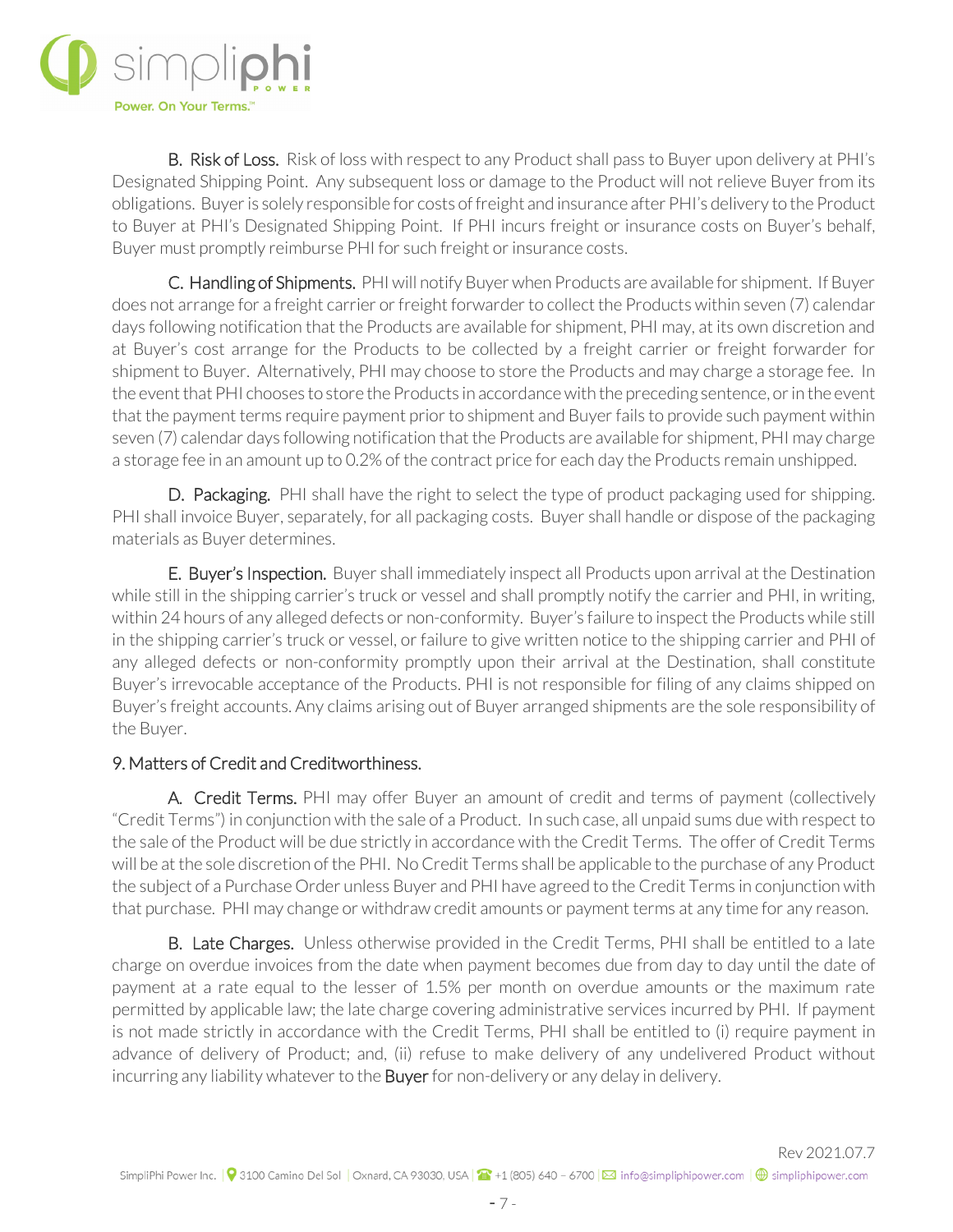**B. Risk of Loss.** Risk of loss with respect to any Product shall pass to Buyer upon delivery at PHI's Designated Shipping Point. Any subsequent loss or damage to the Product will not relieve Buyer from its obligations. Buyer is solely responsible for costs of freight and insurance after PHI's delivery to the Product to Buyer at PHI's Designated Shipping Point. If PHI incurs freight or insurance costs on Buyer's behalf, Buyer must promptly reimburse PHI for such freight or insurance costs.

**C. Handling of Shipments.** PHI will notify Buyer when Products are available for shipment. If Buyer does not arrange for a freight carrier or freight forwarder to collect the Products within seven (7) calendar days following notification that the Products are available for shipment, PHI may, at its own discretion and at Buyer's cost arrange for the Products to be collected by a freight carrier or freight forwarder for shipment to Buyer. Alternatively, PHI may choose to store the Products and may charge a storage fee. In the event that PHI chooses to store the Products in accordance with the preceding sentence, or in the event that the payment terms require payment prior to shipment and Buyer fails to provide such payment within seven (7) calendar days following notification that the Products are available for shipment, PHI may charge a storage fee in an amount up to 0.2% of the contract price for each day the Products remain unshipped.

**D. Packaging.** PHI shall have the right to select the type of product packaging used for shipping. PHI shall invoice Buyer, separately, for all packaging costs. Buyer shall handle or dispose of the packaging materials as Buyer determines.

**E. Buyer's Inspection.** Buyer shall immediately inspect all Products upon arrival at the Destination while still in the shipping carrier's truck or vessel and shall promptly notify the carrier and PHI, in writing, within 24 hours of any alleged defects or non-conformity. Buyer's failure to inspect the Products while still in the shipping carrier's truck or vessel, or failure to give written notice to the shipping carrier and PHI of any alleged defects or non-conformity promptly upon their arrival at the Destination, shall constitute Buyer's irrevocable acceptance of the Products. PHI is not responsible for filing of any claims shipped on Buyer's freight accounts. Any claims arising out of Buyer arranged shipments are the sole responsibility of the Buyer.

## 9. Matters of Credit and Creditworthiness.

**A. Credit Terms.** PHI may offer Buyer an amount of credit and terms of payment (collectively "Credit Terms") in conjunction with the sale of a Product. In such case, all unpaid sums due with respect to the sale of the Product will be due strictly in accordance with the Credit Terms. The offer of Credit Terms will be at the sole discretion of the PHI. No Credit Terms shall be applicable to the purchase of any Product the subject of a Purchase Order unless Buyer and PHI have agreed to the Credit Terms in conjunction with that purchase. PHI may change or withdraw credit amounts or payment terms at any time for any reason.

**B. Late Charges.** Unless otherwise provided in the Credit Terms, PHI shall be entitled to a late charge on overdue invoices from the date when payment becomes due from day to day until the date of payment at a rate equal to the lesser of 1.5% per month on overdue amounts or the maximum rate permitted by applicable law; the late charge covering administrative services incurred by PHI. If payment is not made strictly in accordance with the Credit Terms, PHI shall be entitled to (i) require payment in advance of delivery of Product; and, (ii) refuse to make delivery of any undelivered Product without incurring any liability whatever to the Buyer for non-delivery or any delay in delivery.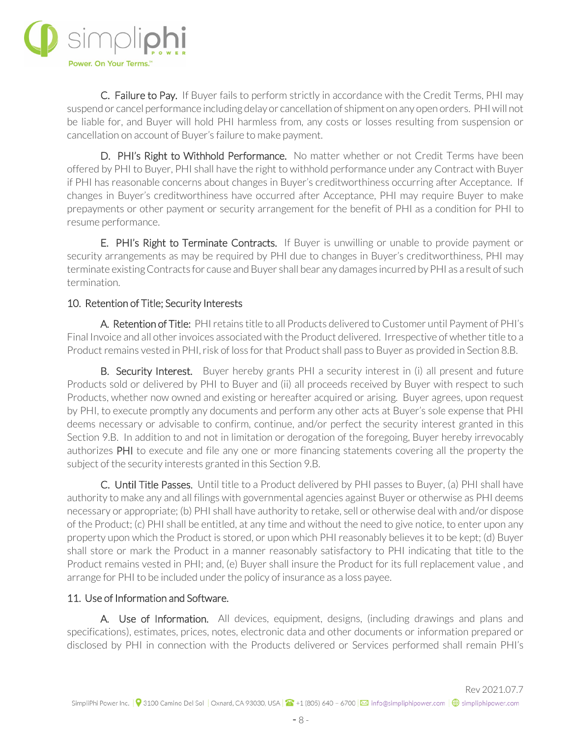C. Failure to Pay. If Buyer fails to perform strictly in accordance with the Credit Terms, PHI may suspend or cancel performance including delay or cancellation of shipment on any open orders. PHI will not be liable for, and Buyer will hold PHI harmless from, any costs or losses resulting from suspension or cancellation on account of Buyer's failure to make payment.

D. PHI's Right to Withhold Performance. No matter whether or not Credit Terms have been offered by PHI to Buyer, PHI shall have the right to withhold performance under any Contract with Buyer if PHI has reasonable concerns about changes in Buyer's creditworthiness occurring after Acceptance. If changes in Buyer's creditworthiness have occurred after Acceptance, PHI may require Buyer to make prepayments or other payment or security arrangement for the benefit of PHI as a condition for PHI to resume performance.

E. PHI's Right to Terminate Contracts. If Buyer is unwilling or unable to provide payment or security arrangements as may be required by PHI due to changes in Buyer's creditworthiness, PHI may terminate existing Contracts for cause and Buyer shall bear any damages incurred by PHI as a result of such termination.

## 10. Retention of Title; Security Interests

A. Retention of Title: PHI retains title to all Products delivered to Customer until Payment of PHI's Final Invoice and all other invoices associated with the Product delivered. Irrespective of whether title to a Product remains vested in PHI, risk of loss for that Product shall pass to Buyer as provided in Section 8.B.

B. Security Interest. Buyer hereby grants PHI a security interest in (i) all present and future Products sold or delivered by PHI to Buyer and (ii) all proceeds received by Buyer with respect to such Products, whether now owned and existing or hereafter acquired or arising. Buyer agrees, upon request by PHI, to execute promptly any documents and perform any other acts at Buyer's sole expense that PHI deems necessary or advisable to confirm, continue, and/or perfect the security interest granted in this Section 9.B. In addition to and not in limitation or derogation of the foregoing, Buyer hereby irrevocably authorizes PHI to execute and file any one or more financing statements covering all the property the subject of the security interests granted in this Section 9.B.

C. Until Title Passes. Until title to a Product delivered by PHI passes to Buyer, (a) PHI shall have authority to make any and all filings with governmental agencies against Buyer or otherwise as PHI deems necessary or appropriate; (b) PHI shall have authority to retake, sell or otherwise deal with and/or dispose of the Product; (c) PHI shall be entitled, at any time and without the need to give notice, to enter upon any property upon which the Product is stored, or upon which PHI reasonably believes it to be kept; (d) Buyer shall store or mark the Product in a manner reasonably satisfactory to PHI indicating that title to the Product remains vested in PHI; and, (e) Buyer shall insure the Product for its full replacement value , and arrange for PHI to be included under the policy of insurance as a loss payee.

## 11. Use of Information and Software.

A. Use of Information. All devices, equipment, designs, (including drawings and plans and specifications), estimates, prices, notes, electronic data and other documents or information prepared or disclosed by PHI in connection with the Products delivered or Services performed shall remain PHI's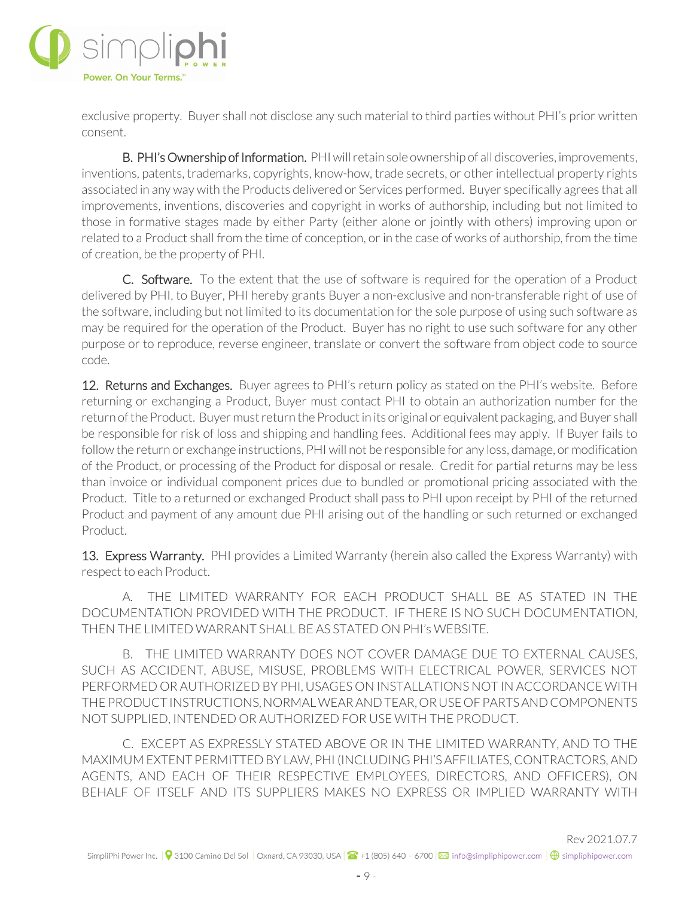exclusive property. Buyer shall not disclose any such material to third parties without PHI's prior written consent.

B. PHI's Ownership of Information. PHI will retain sole ownership of all discoveries, improvements, inventions, patents, trademarks, copyrights, know-how, trade secrets, or other intellectual property rights associated in any way with the Products delivered or Services performed. Buyer specifically agrees that all improvements, inventions, discoveries and copyright in works of authorship, including but not limited to those in formative stages made by either Party (either alone or jointly with others) improving upon or related to a Product shall from the time of conception, or in the case of works of authorship, from the time of creation, be the property of PHI.

C. Software. To the extent that the use of software is required for the operation of a Product delivered by PHI, to Buyer, PHI hereby grants Buyer a non-exclusive and non-transferable right of use of the software, including but not limited to its documentation for the sole purpose of using such software as may be required for the operation of the Product. Buyer has no right to use such software for any other purpose or to reproduce, reverse engineer, translate or convert the software from object code to source code.

12. Returns and Exchanges. Buyer agrees to PHI's return policy as stated on the PHI's website. Before returning or exchanging a Product, Buyer must contact PHI to obtain an authorization number for the return of the Product. Buyer must return the Product in its original or equivalent packaging, and Buyer shall be responsible for risk of loss and shipping and handling fees. Additional fees may apply. If Buyer fails to follow the return or exchange instructions, PHI will not be responsible for any loss, damage, or modification of the Product, or processing of the Product for disposal or resale. Credit for partial returns may be less than invoice or individual component prices due to bundled or promotional pricing associated with the Product. Title to a returned or exchanged Product shall pass to PHI upon receipt by PHI of the returned Product and payment of any amount due PHI arising out of the handling or such returned or exchanged Product.

13. Express Warranty. PHI provides a Limited Warranty (herein also called the Express Warranty) with respect to each Product.

A. THE LIMITED WARRANTY FOR EACH PRODUCT SHALL BE AS STATED IN THE DOCUMENTATION PROVIDED WITH THE PRODUCT. IF THERE IS NO SUCH DOCUMENTATION, THEN THE LIMITED WARRANT SHALL BE AS STATED ON PHI's WEBSITE.

B. THE LIMITED WARRANTY DOES NOT COVER DAMAGE DUE TO EXTERNAL CAUSES, SUCH AS ACCIDENT, ABUSE, MISUSE, PROBLEMS WITH ELECTRICAL POWER, SERVICES NOT PERFORMED OR AUTHORIZED BY PHI, USAGES ON INSTALLATIONS NOT IN ACCORDANCE WITH THE PRODUCT INSTRUCTIONS, NORMAL WEAR AND TEAR, OR USE OF PARTS AND COMPONENTS NOT SUPPLIED, INTENDED OR AUTHORIZED FOR USE WITH THE PRODUCT.

C. EXCEPT AS EXPRESSLY STATED ABOVE OR IN THE LIMITED WARRANTY, AND TO THE MAXIMUM EXTENT PERMITTED BY LAW, PHI (INCLUDING PHI'S AFFILIATES, CONTRACTORS, AND AGENTS, AND EACH OF THEIR RESPECTIVE EMPLOYEES, DIRECTORS, AND OFFICERS), ON BEHALF OF ITSELF AND ITS SUPPLIERS MAKES NO EXPRESS OR IMPLIED WARRANTY WITH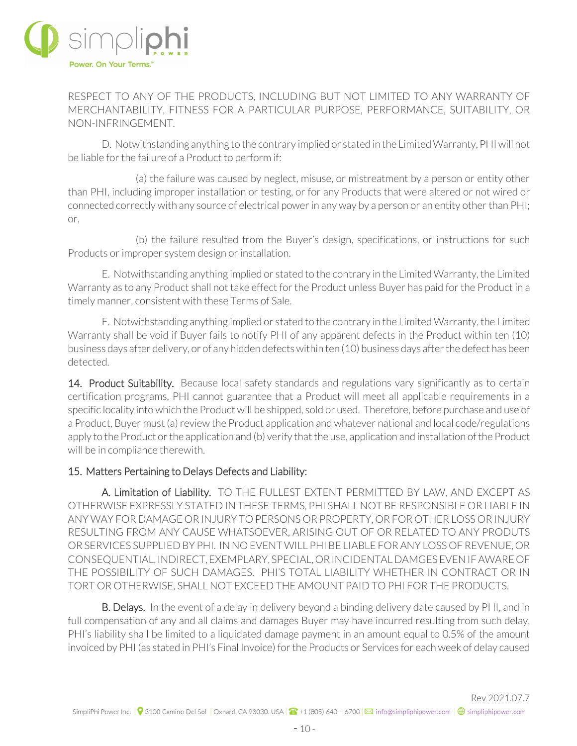RESPECT TO ANY OF THE PRODUCTS, INCLUDING BUT NOT LIMITED TO ANY WARRANTY OF MERCHANTABILITY, FITNESS FOR A PARTICULAR PURPOSE, PERFORMANCE, SUITABILITY, OR NON-INFRINGEMENT.

D. Notwithstanding anything to the contrary implied or stated in the Limited Warranty, PHI will not be liable for the failure of a Product to perform if:

(a) the failure was caused by neglect, misuse, or mistreatment by a person or entity other than PHI, including improper installation or testing, or for any Products that were altered or not wired or connected correctly with any source of electrical power in any way by a person or an entity other than PHI; or,

(b) the failure resulted from the Buyer's design, specifications, or instructions for such Products or improper system design or installation.

E. Notwithstanding anything implied or stated to the contrary in the Limited Warranty, the Limited Warranty as to any Product shall not take effect for the Product unless Buyer has paid for the Product in a timely manner, consistent with these Terms of Sale.

F. Notwithstanding anything implied or stated to the contrary in the Limited Warranty, the Limited Warranty shall be void if Buyer fails to notify PHI of any apparent defects in the Product within ten (10) business days after delivery, or of any hidden defects within ten (10) business days after the defect has been detected.

**14. Product Suitability.** Because local safety standards and regulations vary significantly as to certain certification programs, PHI cannot guarantee that a Product will meet all applicable requirements in a specific locality into which the Product will be shipped, sold or used. Therefore, before purchase and use of a Product, Buyer must (a) review the Product application and whatever national and local code/regulations apply to the Product or the application and (b) verify that the use, application and installation of the Product will be in compliance therewith.

15. Matters Pertaining to Delays Defects and Liability:

**A. Limitation of Liability.** TO THE FULLEST EXTENT PERMITTED BY LAW, AND EXCEPT AS OTHERWISE EXPRESSLY STATED IN THESE TERMS, PHI SHALL NOT BE RESPONSIBLE OR LIABLE IN ANY WAY FOR DAMAGE OR INJURY TO PERSONS OR PROPERTY, OR FOR OTHER LOSS OR INJURY RESULTING FROM ANY CAUSE WHATSOEVER, ARISING OUT OF OR RELATED TO ANY PRODUTS OR SERVICES SUPPLIED BY PHI. IN NO EVENT WILL PHI BE LIABLE FOR ANY LOSS OF REVENUE, OR CONSEQUENTIAL, INDIRECT, EXEMPLARY, SPECIAL, OR INCIDENTAL DAMGES EVEN IF AWARE OF THE POSSIBILITY OF SUCH DAMAGES. PHI'S TOTAL LIABILITY WHETHER IN CONTRACT OR IN TORT OR OTHERWISE, SHALL NOT EXCEED THE AMOUNT PAID TO PHI FOR THE PRODUCTS.

**B. Delays.** In the event of a delay in delivery beyond a binding delivery date caused by PHI, and in full compensation of any and all claims and damages Buyer may have incurred resulting from such delay, PHI's liability shall be limited to a liquidated damage payment in an amount equal to 0.5% of the amount invoiced by PHI (as stated in PHI's Final Invoice) for the Products or Services for each week of delay caused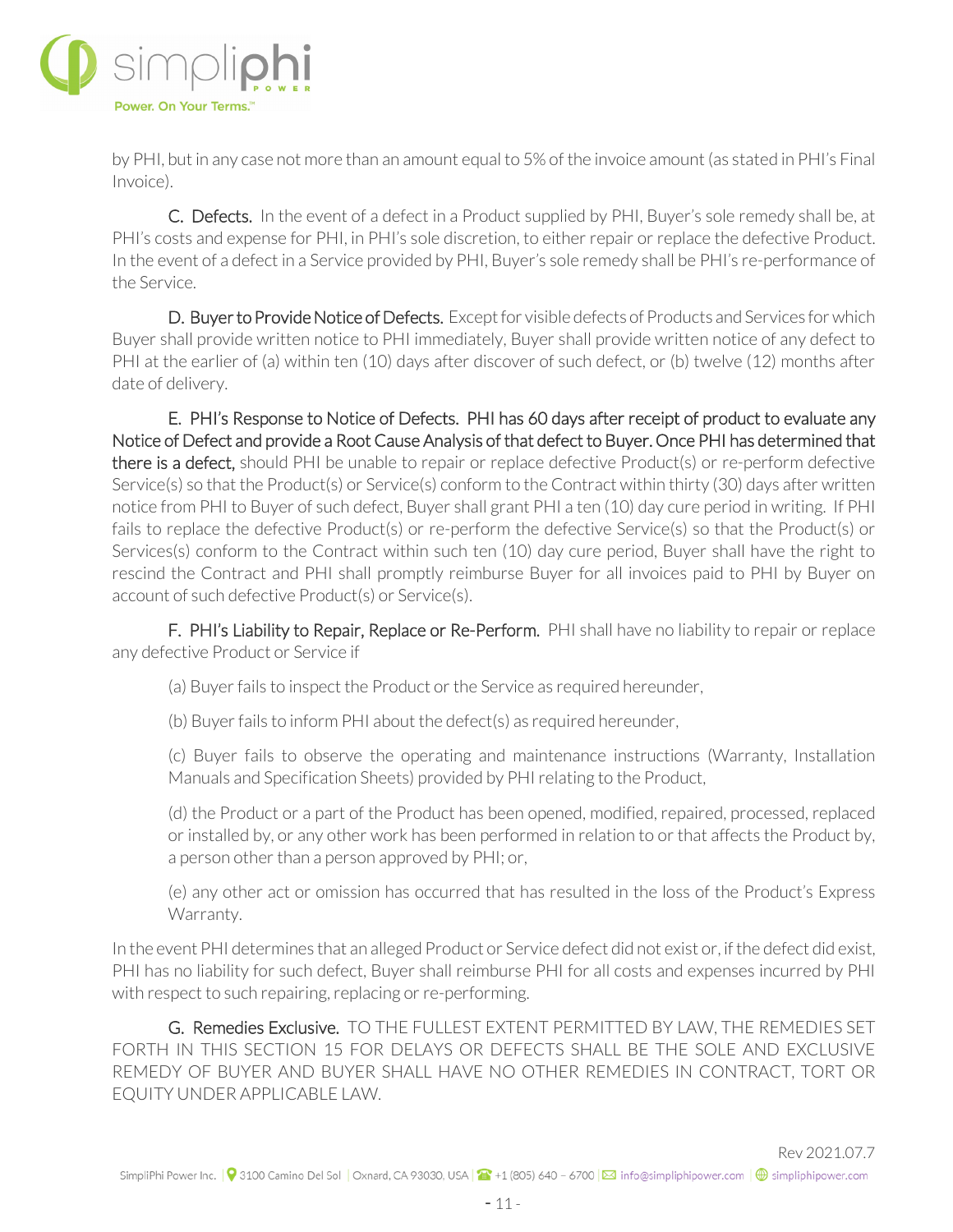by PHI, but in any case not more than an amount equal to 5% of the invoice amount (as stated in PHI's Final Invoice).

C. Defects. In the event of a defect in a Product supplied by PHI, Buyer's sole remedy shall be, at PHI's costs and expense for PHI, in PHI's sole discretion, to either repair or replace the defective Product. In the event of a defect in a Service provided by PHI, Buyer's sole remedy shall be PHI's re-performance of the Service.

D. Buyer to Provide Notice of Defects. Except for visible defects of Products and Services for which Buyer shall provide written notice to PHI immediately, Buyer shall provide written notice of any defect to PHI at the earlier of (a) within ten (10) days after discover of such defect, or (b) twelve (12) months after date of delivery.

E. PHI's Response to Notice of Defects. PHI has 60 days after receipt of product to evaluate any Notice of Defect and provide a Root Cause Analysis of that defect to Buyer. Once PHI has determined that there is a defect, should PHI be unable to repair or replace defective Product(s) or re-perform defective Service(s) so that the Product(s) or Service(s) conform to the Contract within thirty (30) days after written notice from PHI to Buyer of such defect, Buyer shall grant PHI a ten (10) day cure period in writing. If PHI fails to replace the defective Product(s) or re-perform the defective Service(s) so that the Product(s) or Services(s) conform to the Contract within such ten (10) day cure period, Buyer shall have the right to rescind the Contract and PHI shall promptly reimburse Buyer for all invoices paid to PHI by Buyer on account of such defective Product(s) or Service(s).

F. PHI's Liability to Repair, Replace or Re-Perform. PHI shall have no liability to repair or replace any defective Product or Service if

(a) Buyer fails to inspect the Product or the Service as required hereunder,

(b) Buyer fails to inform PHI about the defect(s) as required hereunder,

(c) Buyer fails to observe the operating and maintenance instructions (Warranty, Installation Manuals and Specification Sheets) provided by PHI relating to the Product,

(d) the Product or a part of the Product has been opened, modified, repaired, processed, replaced or installed by, or any other work has been performed in relation to or that affects the Product by, a person other than a person approved by PHI; or,

(e) any other act or omission has occurred that has resulted in the loss of the Product's Express Warranty.

In the event PHI determines that an alleged Product or Service defect did not exist or, if the defect did exist, PHI has no liability for such defect, Buyer shall reimburse PHI for all costs and expenses incurred by PHI with respect to such repairing, replacing or re-performing.

G. Remedies Exclusive. TO THE FULLEST EXTENT PERMITTED BY LAW, THE REMEDIES SET FORTH IN THIS SECTION 15 FOR DELAYS OR DEFECTS SHALL BE THE SOLE AND EXCLUSIVE REMEDY OF BUYER AND BUYER SHALL HAVE NO OTHER REMEDIES IN CONTRACT, TORT OR EQUITY UNDER APPLICABLE LAW.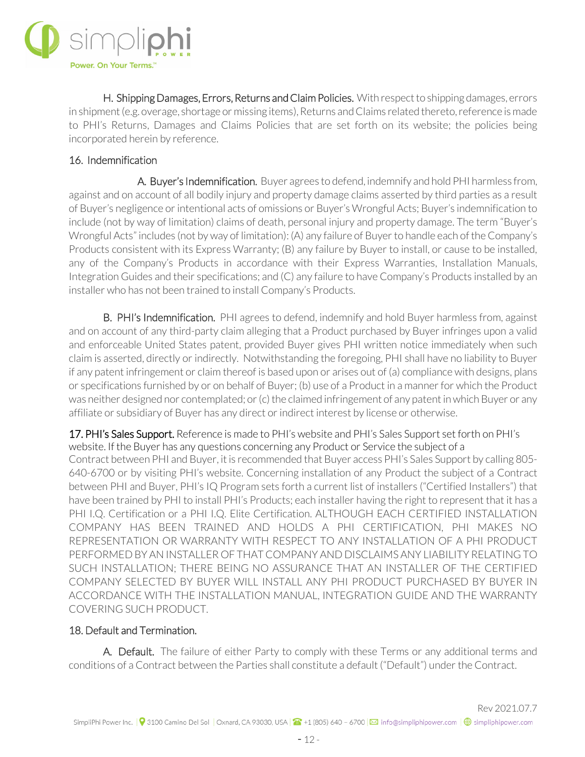H. Shipping Damages, Errors, Returns and Claim Policies. With respect to shipping damages, errors in shipment (e.g. overage, shortage or missing items), Returns and Claims related thereto, reference is made to PHI's Returns, Damages and Claims Policies that are set forth on its website; the policies being incorporated herein by reference.

## 16. Indemnification

A. Buyer's Indemnification. Buyer agrees to defend, indemnify and hold PHI harmless from, against and on account of all bodily injury and property damage claims asserted by third parties as a result of Buyer's negligence or intentional acts of omissions or Buyer's Wrongful Acts; Buyer's indemnification to include (not by way of limitation) claims of death, personal injury and property damage. The term "Buyer's Wrongful Acts" includes (not by way of limitation): (A) any failure of Buyer to handle each of the Company's Products consistent with its Express Warranty; (B) any failure by Buyer to install, or cause to be installed, any of the Company's Products in accordance with their Express Warranties, Installation Manuals, Integration Guides and their specifications; and (C) any failure to have Company's Products installed by an installer who has not been trained to install Company's Products.

B. PHI's Indemnification. PHI agrees to defend, indemnify and hold Buyer harmless from, against and on account of any third-party claim alleging that a Product purchased by Buyer infringes upon a valid and enforceable United States patent, provided Buyer gives PHI written notice immediately when such claim is asserted, directly or indirectly. Notwithstanding the foregoing, PHI shall have no liability to Buyer if any patent infringement or claim thereof is based upon or arises out of (a) compliance with designs, plans or specifications furnished by or on behalf of Buyer; (b) use of a Product in a manner for which the Product was neither designed nor contemplated; or (c) the claimed infringement of any patent in which Buyer or any affiliate or subsidiary of Buyer has any direct or indirect interest by license or otherwise.

## 17. PHI's Sales Support.

Reference is made to PHI's website and PHI's Sales Support set forth on PHI's website. If the Buyer has any questions concerning any Product or Service the subject of a Contract between PHI and Buyer, it is recommended that Buyer access PHI's Sales Support by calling 805-640-6700 or by visiting PHI's website. Concerning installation of any Product the subject of a Contract between PHI and Buyer, PHI's IQ Program sets forth a current list of installers ("Certified Installers") that have been trained by PHI to install PHI's Products; each installer having the right to represent that it has a PHI I.Q. Certification or a PHI I.Q. Elite Certification. ALTHOUGH EACH CERTIFIED INSTALLATION COMPANY HAS BEEN TRAINED AND HOLDS A PHI CERTIFICATION, PHI MAKES NO REPRESENTATION OR WARRANTY WITH RESPECT TO ANY INSTALLATION OF A PHI PRODUCT PERFORMED BY AN INSTALLER OF THAT COMPANY AND DISCLAIMS ANY LIABILITY RELATING TO SUCH INSTALLATION; THERE BEING NO ASSURANCE THAT AN INSTALLER OF THE CERTIFIED COMPANY SELECTED BY BUYER WILL INSTALL ANY PHI PRODUCT PURCHASED BY BUYER IN ACCORDANCE WITH THE INSTALLATION MANUAL, INTEGRATION GUIDE AND THE WARRANTY COVERING SUCH PRODUCT.

## 18. Default and Termination.

A. Default. The failure of either Party to comply with these Terms or any additional terms and conditions of a Contract between the Parties shall constitute a default ("Default") under the Contract.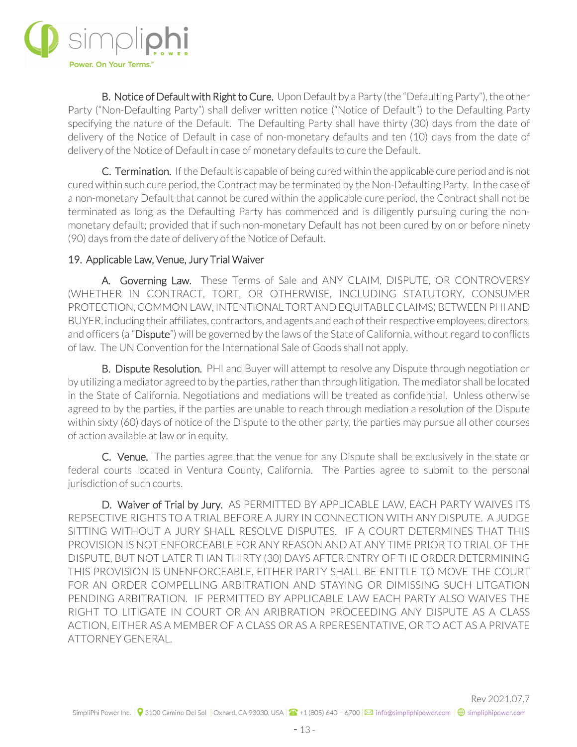**B. Notice of Default with Right to Cure.** Upon Default by a Party (the "Defaulting Party"), the other Party ("Non-Defaulting Party") shall deliver written notice ("Notice of Default") to the Defaulting Party specifying the nature of the Default. The Defaulting Party shall have thirty (30) days from the date of delivery of the Notice of Default in case of non-monetary defaults and ten (10) days from the date of delivery of the Notice of Default in case of monetary defaults to cure the Default.

**C. Termination.** If the Default is capable of being cured within the applicable cure period and is not cured within such cure period, the Contract may be terminated by the Non-Defaulting Party. In the case of a non-monetary Default that cannot be cured within the applicable cure period, the Contract shall not be terminated as long as the Defaulting Party has commenced and is diligently pursuing curing the non-monetary default; provided that if such non-monetary Default has not been cured by on or before ninety (90) days from the date of delivery of the Notice of Default.

## 19. Applicable Law, Venue, Jury Trial Waiver

**A. Governing Law.** These Terms of Sale and ANY CLAIM, DISPUTE, OR CONTROVERSY (WHETHER IN CONTRACT, TORT, OR OTHERWISE, INCLUDING STATUTORY, CONSUMER PROTECTION, COMMON LAW, INTENTIONAL TORT AND EQUITABLE CLAIMS) BETWEEN PHI AND BUYER, including their affiliates, contractors, and agents and each of their respective employees, directors, and officers (a "**Dispute**") will be governed by the laws of the State of California, without regard to conflicts of law. The UN Convention for the International Sale of Goods shall not apply.

**B. Dispute Resolution.** PHI and Buyer will attempt to resolve any Dispute through negotiation or by utilizing a mediator agreed to by the parties, rather than through litigation. The mediator shall be located in the State of California. Negotiations and mediations will be treated as confidential. Unless otherwise agreed to by the parties, if the parties are unable to reach through mediation a resolution of the Dispute within sixty (60) days of notice of the Dispute to the other party, the parties may pursue all other courses of action available at law or in equity.

**C. Venue.** The parties agree that the venue for any Dispute shall be exclusively in the state or federal courts located in Ventura County, California. The Parties agree to submit to the personal jurisdiction of such courts.

**D. Waiver of Trial by Jury.** AS PERMITTED BY APPLICABLE LAW, EACH PARTY WAIVES ITS REPSECTIVE RIGHTS TO A TRIAL BEFORE A JURY IN CONNECTION WITH ANY DISPUTE. A JUDGE SITTING WITHOUT A JURY SHALL RESOLVE DISPUTES. IF A COURT DETERMINES THAT THIS PROVISION IS NOT ENFORCEABLE FOR ANY REASON AND AT ANY TIME PRIOR TO TRIAL OF THE DISPUTE, BUT NOT LATER THAN THIRTY (30) DAYS AFTER ENTRY OF THE ORDER DETERMINING THIS PROVISION IS UNENFORCEABLE, EITHER PARTY SHALL BE ENTTLE TO MOVE THE COURT FOR AN ORDER COMPELLING ARBITRATION AND STAYING OR DIMISSING SUCH LITGATION PENDING ARBITRATION. IF PERMITTED BY APPLICABLE LAW EACH PARTY ALSO WAIVES THE RIGHT TO LITIGATE IN COURT OR AN ARIBRATION PROCEEDING ANY DISPUTE AS A CLASS ACTION, EITHER AS A MEMBER OF A CLASS OR AS A RPERESENTATIVE, OR TO ACT AS A PRIVATE ATTORNEY GENERAL.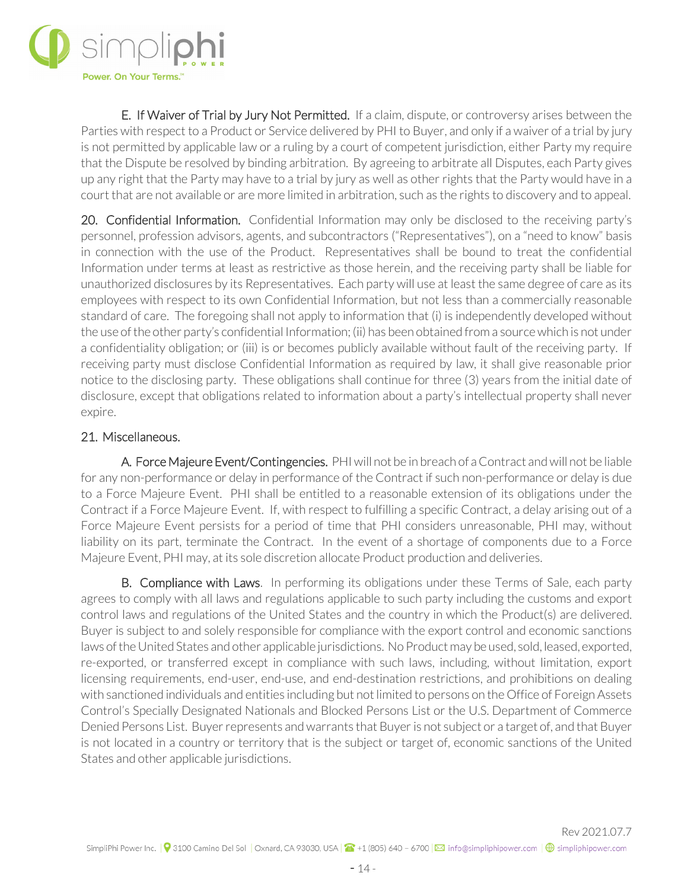E. If Waiver of Trial by Jury Not Permitted. If a claim, dispute, or controversy arises between the Parties with respect to a Product or Service delivered by PHI to Buyer, and only if a waiver of a trial by jury is not permitted by applicable law or a ruling by a court of competent jurisdiction, either Party my require that the Dispute be resolved by binding arbitration. By agreeing to arbitrate all Disputes, each Party gives up any right that the Party may have to a trial by jury as well as other rights that the Party would have in a court that are not available or are more limited in arbitration, such as the rights to discovery and to appeal.

20. Confidential Information. Confidential Information may only be disclosed to the receiving party's personnel, profession advisors, agents, and subcontractors ("Representatives"), on a "need to know" basis in connection with the use of the Product. Representatives shall be bound to treat the confidential Information under terms at least as restrictive as those herein, and the receiving party shall be liable for unauthorized disclosures by its Representatives. Each party will use at least the same degree of care as its employees with respect to its own Confidential Information, but not less than a commercially reasonable standard of care. The foregoing shall not apply to information that (i) is independently developed without the use of the other party's confidential Information; (ii) has been obtained from a source which is not under a confidentiality obligation; or (iii) is or becomes publicly available without fault of the receiving party. If receiving party must disclose Confidential Information as required by law, it shall give reasonable prior notice to the disclosing party. These obligations shall continue for three (3) years from the initial date of disclosure, except that obligations related to information about a party's intellectual property shall never expire.

21. Miscellaneous.

A. Force Majeure Event/Contingencies. PHI will not be in breach of a Contract and will not be liable for any non-performance or delay in performance of the Contract if such non-performance or delay is due to a Force Majeure Event. PHI shall be entitled to a reasonable extension of its obligations under the Contract if a Force Majeure Event. If, with respect to fulfilling a specific Contract, a delay arising out of a Force Majeure Event persists for a period of time that PHI considers unreasonable, PHI may, without liability on its part, terminate the Contract. In the event of a shortage of components due to a Force Majeure Event, PHI may, at its sole discretion allocate Product production and deliveries.

B. Compliance with Laws. In performing its obligations under these Terms of Sale, each party agrees to comply with all laws and regulations applicable to such party including the customs and export control laws and regulations of the United States and the country in which the Product(s) are delivered. Buyer is subject to and solely responsible for compliance with the export control and economic sanctions laws of the United States and other applicable jurisdictions. No Product may be used, sold, leased, exported, re-exported, or transferred except in compliance with such laws, including, without limitation, export licensing requirements, end-user, end-use, and end-destination restrictions, and prohibitions on dealing with sanctioned individuals and entities including but not limited to persons on the Office of Foreign Assets Control's Specially Designated Nationals and Blocked Persons List or the U.S. Department of Commerce Denied Persons List. Buyer represents and warrants that Buyer is not subject or a target of, and that Buyer is not located in a country or territory that is the subject or target of, economic sanctions of the United States and other applicable jurisdictions.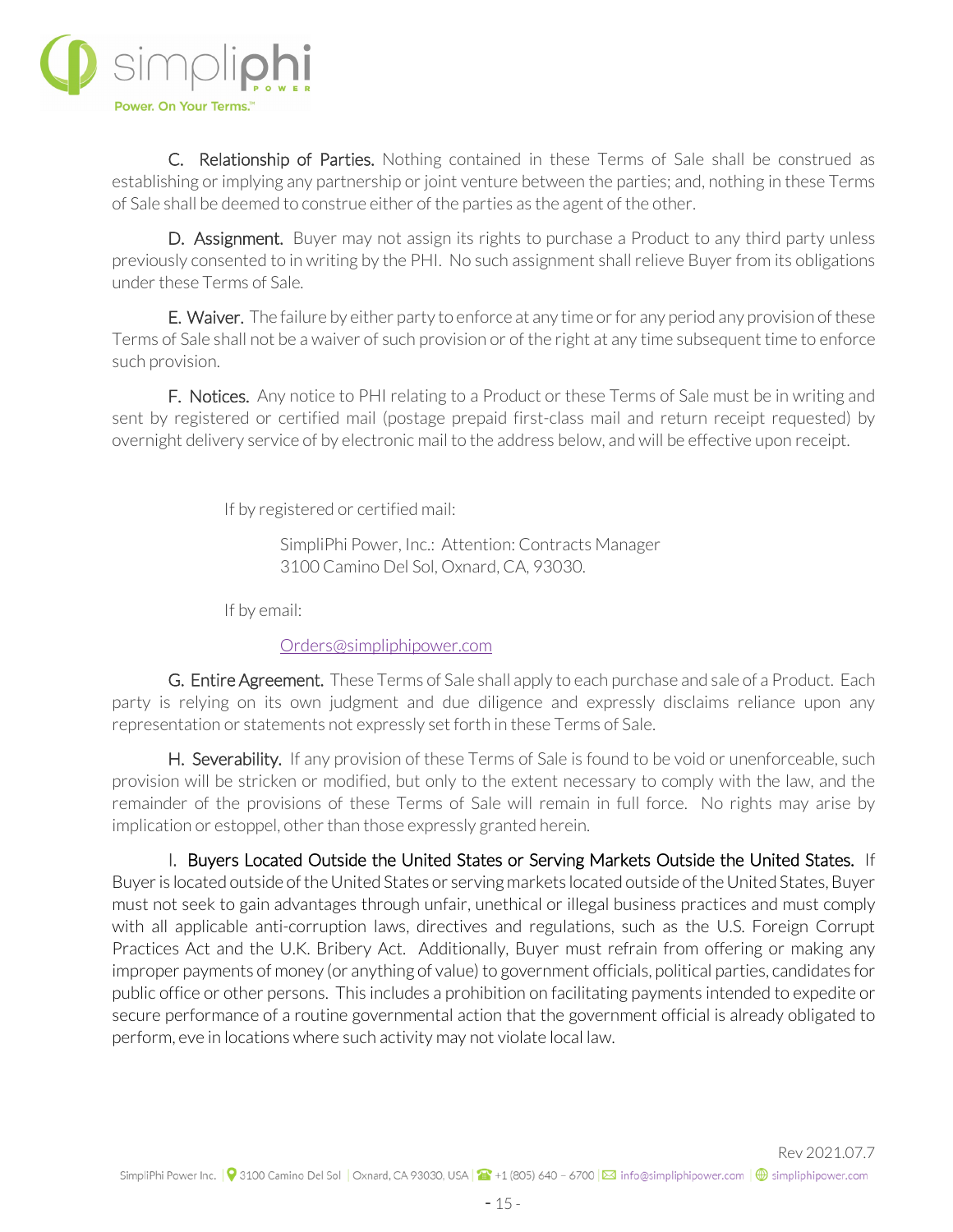**C. Relationship of Parties.** Nothing contained in these Terms of Sale shall be construed as establishing or implying any partnership or joint venture between the parties; and, nothing in these Terms of Sale shall be deemed to construe either of the parties as the agent of the other.

**D. Assignment.** Buyer may not assign its rights to purchase a Product to any third party unless previously consented to in writing by the PHI. No such assignment shall relieve Buyer from its obligations under these Terms of Sale.

**E. Waiver.** The failure by either party to enforce at any time or for any period any provision of these Terms of Sale shall not be a waiver of such provision or of the right at any time subsequent time to enforce such provision.

**F. Notices.** Any notice to PHI relating to a Product or these Terms of Sale must be in writing and sent by registered or certified mail (postage prepaid first-class mail and return receipt requested) by overnight delivery service of by electronic mail to the address below, and will be effective upon receipt.

If by registered or certified mail:

SimpliPhi Power, Inc.: Attention: Contracts Manager
3100 Camino Del Sol, Oxnard, CA, 93030.

If by email:

Orders@simpliphipower.com

**G. Entire Agreement.** These Terms of Sale shall apply to each purchase and sale of a Product. Each party is relying on its own judgment and due diligence and expressly disclaims reliance upon any representation or statements not expressly set forth in these Terms of Sale.

**H. Severability.** If any provision of these Terms of Sale is found to be void or unenforceable, such provision will be stricken or modified, but only to the extent necessary to comply with the law, and the remainder of the provisions of these Terms of Sale will remain in full force. No rights may arise by implication or estoppel, other than those expressly granted herein.

I. **Buyers Located Outside the United States or Serving Markets Outside the United States.** If Buyer is located outside of the United States or serving markets located outside of the United States, Buyer must not seek to gain advantages through unfair, unethical or illegal business practices and must comply with all applicable anti-corruption laws, directives and regulations, such as the U.S. Foreign Corrupt Practices Act and the U.K. Bribery Act. Additionally, Buyer must refrain from offering or making any improper payments of money (or anything of value) to government officials, political parties, candidates for public office or other persons. This includes a prohibition on facilitating payments intended to expedite or secure performance of a routine governmental action that the government official is already obligated to perform, eve in locations where such activity may not violate local law.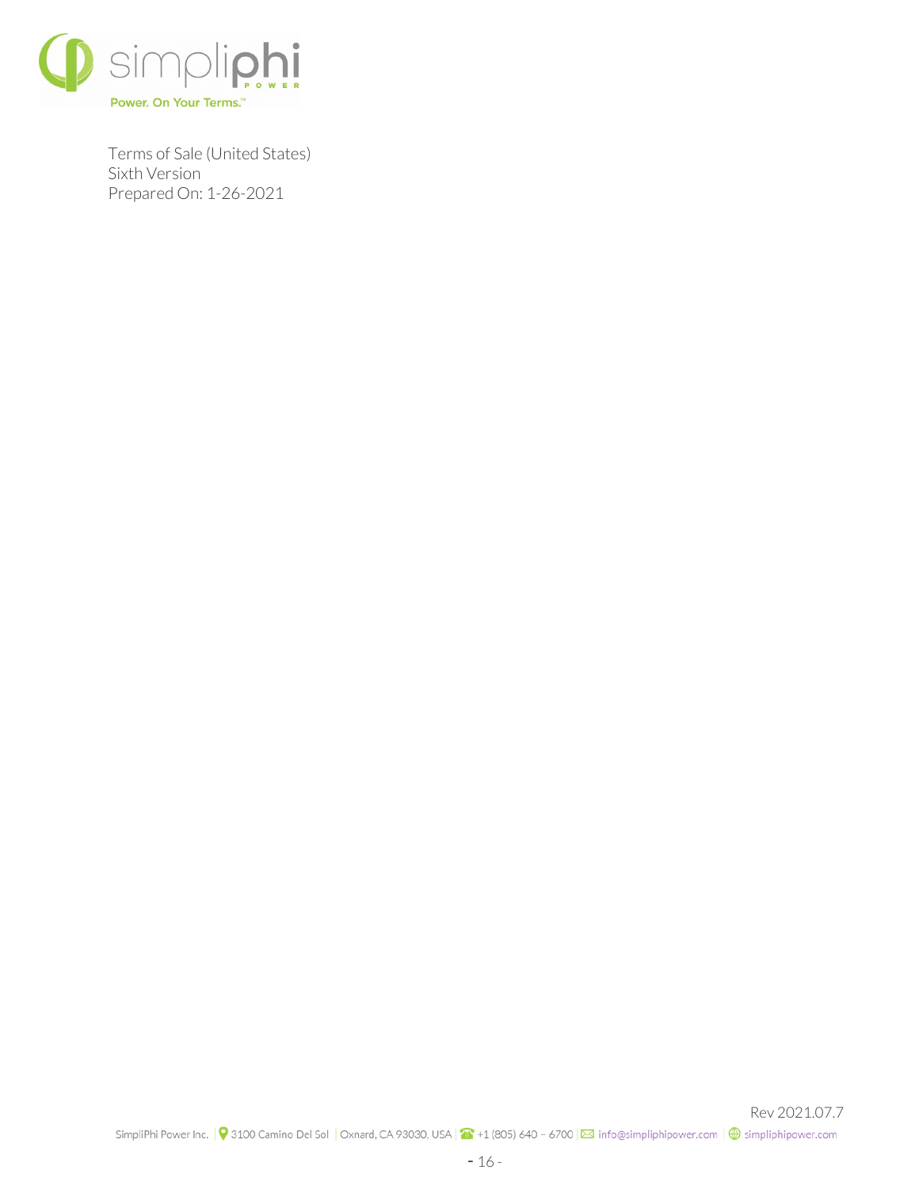Terms of Sale (United States)
Sixth Version
Prepared On: 1-26-2021